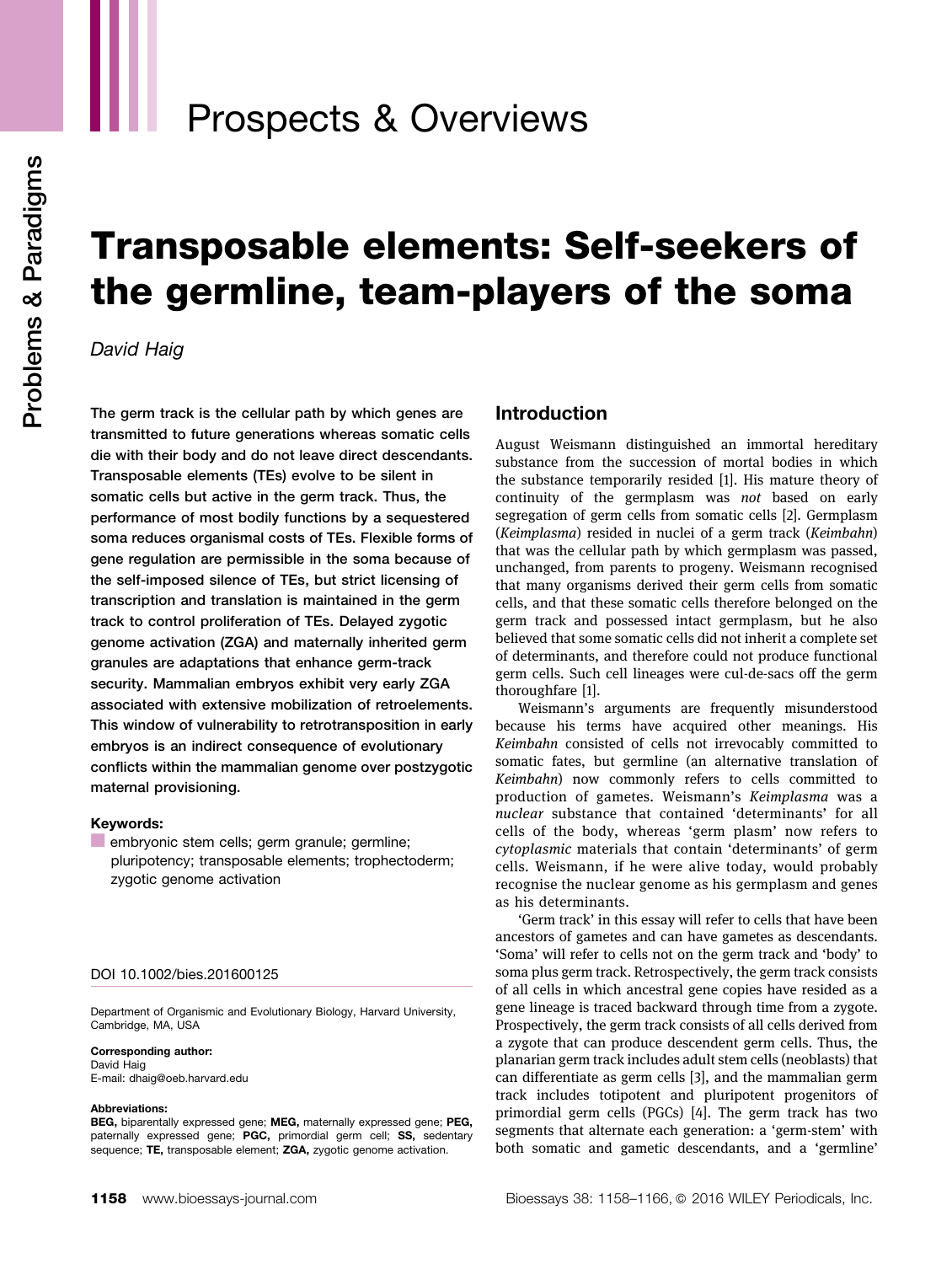Prospects & Overviews

Problems & Paradigms

# Transposable elements: Self-seekers of the germline, team-players of the soma

*David Haig*

**The germ track is the cellular path by which genes are transmitted to future generations whereas somatic cells die with their body and do not leave direct descendants. Transposable elements (TEs) evolve to be silent in somatic cells but active in the germ track. Thus, the performance of most bodily functions by a sequestered soma reduces organismal costs of TEs. Flexible forms of gene regulation are permissible in the soma because of the self-imposed silence of TEs, but strict licensing of transcription and translation is maintained in the germ track to control proliferation of TEs. Delayed zygotic genome activation (ZGA) and maternally inherited germ granules are adaptations that enhance germ-track security. Mammalian embryos exhibit very early ZGA associated with extensive mobilization of retroelements. This window of vulnerability to retrotransposition in early embryos is an indirect consequence of evolutionary conflicts within the mammalian genome over postzygotic maternal provisioning.**

**Keywords:**

embryonic stem cells; germ granule; germline; pluripotency; transposable elements; trophectoderm; zygotic genome activation

DOI 10.1002/bies.201600125

Department of Organismic and Evolutionary Biology, Harvard University, Cambridge, MA, USA

**Corresponding author:**
David Haig
E-mail: dhaig@oeb.harvard.edu

**Abbreviations:**
**BEG,** biparentally expressed gene; **MEG,** maternally expressed gene; **PEG,** paternally expressed gene; **PGC,** primordial germ cell; **SS,** sedentary sequence; **TE,** transposable element; **ZGA,** zygotic genome activation.

## Introduction

August Weismann distinguished an immortal hereditary substance from the succession of mortal bodies in which the substance temporarily resided [1]. His mature theory of continuity of the germplasm was *not* based on early segregation of germ cells from somatic cells [2]. Germplasm (*Keimplasma*) resided in nuclei of a germ track (*Keimbahn*) that was the cellular path by which germplasm was passed, unchanged, from parents to progeny. Weismann recognised that many organisms derived their germ cells from somatic cells, and that these somatic cells therefore belonged on the germ track and possessed intact germplasm, but he also believed that some somatic cells did not inherit a complete set of determinants, and therefore could not produce functional germ cells. Such cell lineages were cul-de-sacs off the germ thoroughfare [1].

Weismann's arguments are frequently misunderstood because his terms have acquired other meanings. His *Keimbahn* consisted of cells not irrevocably committed to somatic fates, but germline (an alternative translation of *Keimbahn*) now commonly refers to cells committed to production of gametes. Weismann's *Keimplasma* was a *nuclear* substance that contained 'determinants' for all cells of the body, whereas 'germ plasm' now refers to *cytoplasmic* materials that contain 'determinants' of germ cells. Weismann, if he were alive today, would probably recognise the nuclear genome as his germplasm and genes as his determinants.

'Germ track' in this essay will refer to cells that have been ancestors of gametes and can have gametes as descendants. 'Soma' will refer to cells not on the germ track and 'body' to soma plus germ track. Retrospectively, the germ track consists of all cells in which ancestral gene copies have resided as a gene lineage is traced backward through time from a zygote. Prospectively, the germ track consists of all cells derived from a zygote that can produce descendent germ cells. Thus, the planarian germ track includes adult stem cells (neoblasts) that can differentiate as germ cells [3], and the mammalian germ track includes totipotent and pluripotent progenitors of primordial germ cells (PGCs) [4]. The germ track has two segments that alternate each generation: a 'germ-stem' with both somatic and gametic descendants, and a 'germline'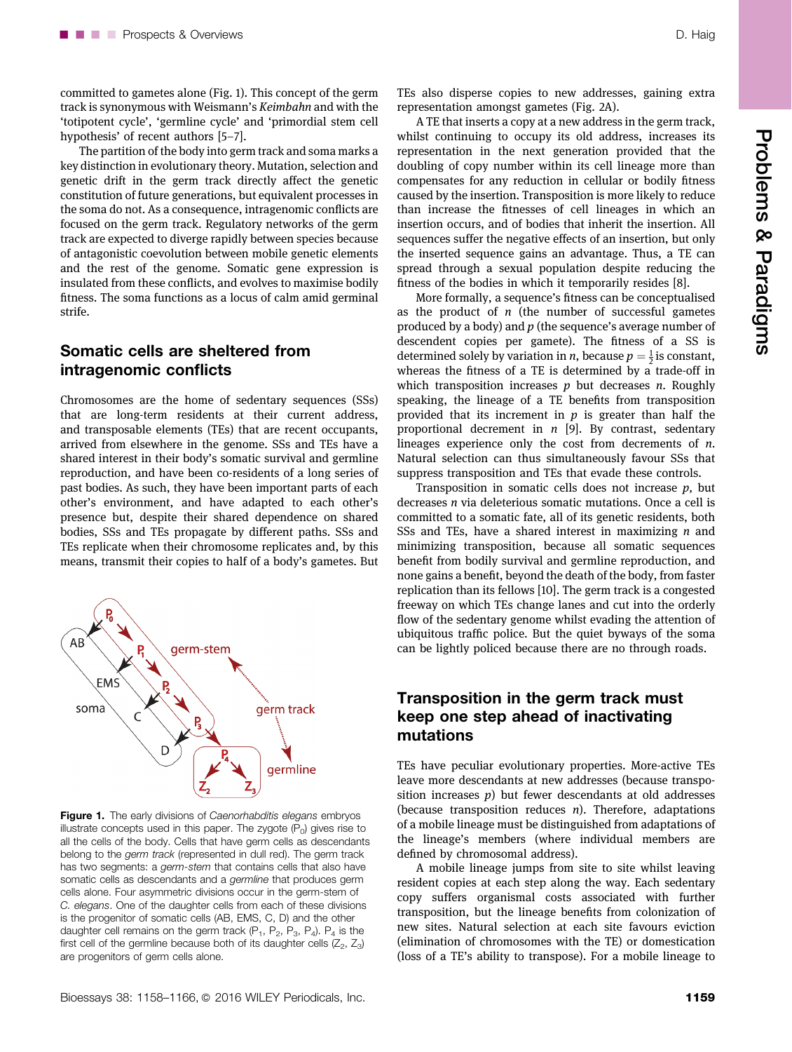committed to gametes alone (Fig. 1). This concept of the germ track is synonymous with Weismann's *Keimbahn* and with the 'totipotent cycle', 'germline cycle' and 'primordial stem cell hypothesis' of recent authors [5–7].

The partition of the body into germ track and soma marks a key distinction in evolutionary theory. Mutation, selection and genetic drift in the germ track directly affect the genetic constitution of future generations, but equivalent processes in the soma do not. As a consequence, intragenomic conflicts are focused on the germ track. Regulatory networks of the germ track are expected to diverge rapidly between species because of antagonistic coevolution between mobile genetic elements and the rest of the genome. Somatic gene expression is insulated from these conflicts, and evolves to maximise bodily fitness. The soma functions as a locus of calm amid germinal strife.

## Somatic cells are sheltered from intragenomic conflicts

Chromosomes are the home of sedentary sequences (SSs) that are long-term residents at their current address, and transposable elements (TEs) that are recent occupants, arrived from elsewhere in the genome. SSs and TEs have a shared interest in their body's somatic survival and germline reproduction, and have been co-residents of a long series of past bodies. As such, they have been important parts of each other's environment, and have adapted to each other's presence but, despite their shared dependence on shared bodies, SSs and TEs propagate by different paths. SSs and TEs replicate when their chromosome replicates and, by this means, transmit their copies to half of a body's gametes. But TEs also disperse copies to new addresses, gaining extra representation amongst gametes (Fig. 2A).

AB
EMS
soma
C
D
$P_0$
$P_1$
$P_2$
$P_3$
$P_4$
$Z_2$
$Z_3$
germ-stem
germ track
germline

**Figure 1.** The early divisions of *Caenorhabditis elegans* embryos illustrate concepts used in this paper. The zygote ($P_0$) gives rise to all the cells of the body. Cells that have germ cells as descendants belong to the *germ track* (represented in dull red). The germ track has two segments: a *germ-stem* that contains cells that also have somatic cells as descendants and a *germline* that produces germ cells alone. Four asymmetric divisions occur in the germ-stem of *C. elegans*. One of the daughter cells from each of these divisions is the progenitor of somatic cells (AB, EMS, C, D) and the other daughter cell remains on the germ track ($P_1$, $P_2$, $P_3$, $P_4$). $P_4$ is the first cell of the germline because both of its daughter cells ($Z_2$, $Z_3$) are progenitors of germ cells alone.

A TE that inserts a copy at a new address in the germ track, whilst continuing to occupy its old address, increases its representation in the next generation provided that the doubling of copy number within its cell lineage more than compensates for any reduction in cellular or bodily fitness caused by the insertion. Transposition is more likely to reduce than increase the fitnesses of cell lineages in which an insertion occurs, and of bodies that inherit the insertion. All sequences suffer the negative effects of an insertion, but only the inserted sequence gains an advantage. Thus, a TE can spread through a sexual population despite reducing the fitness of the bodies in which it temporarily resides [8].

More formally, a sequence's fitness can be conceptualised as the product of $n$ (the number of successful gametes produced by a body) and $p$ (the sequence's average number of descendent copies per gamete). The fitness of a SS is determined solely by variation in $n$, because $p = \frac{1}{2}$ is constant, whereas the fitness of a TE is determined by a trade-off in which transposition increases $p$ but decreases $n$. Roughly speaking, the lineage of a TE benefits from transposition provided that its increment in $p$ is greater than half the proportional decrement in $n$ [9]. By contrast, sedentary lineages experience only the cost from decrements of $n$. Natural selection can thus simultaneously favour SSs that suppress transposition and TEs that evade these controls.

Transposition in somatic cells does not increase $p$, but decreases $n$ via deleterious somatic mutations. Once a cell is committed to a somatic fate, all of its genetic residents, both SSs and TEs, have a shared interest in maximizing $n$ and minimizing transposition, because all somatic sequences benefit from bodily survival and germline reproduction, and none gains a benefit, beyond the death of the body, from faster replication than its fellows [10]. The germ track is a congested freeway on which TEs change lanes and cut into the orderly flow of the sedentary genome whilst evading the attention of ubiquitous traffic police. But the quiet byways of the soma can be lightly policed because there are no through roads.

## Transposition in the germ track must keep one step ahead of inactivating mutations

TEs have peculiar evolutionary properties. More-active TEs leave more descendants at new addresses (because transposition increases $p$) but fewer descendants at old addresses (because transposition reduces $n$). Therefore, adaptations of a mobile lineage must be distinguished from adaptations of the lineage's members (where individual members are defined by chromosomal address).

A mobile lineage jumps from site to site whilst leaving resident copies at each step along the way. Each sedentary copy suffers organismal costs associated with further transposition, but the lineage benefits from colonization of new sites. Natural selection at each site favours eviction (elimination of chromosomes with the TE) or domestication (loss of a TE's ability to transpose). For a mobile lineage to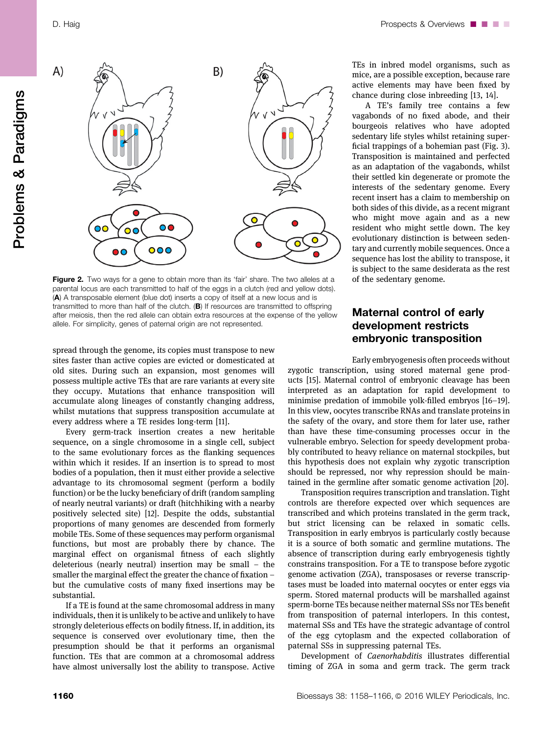A)

B)

**Figure 2.** Two ways for a gene to obtain more than its 'fair' share. The two alleles at a parental locus are each transmitted to half of the eggs in a clutch (red and yellow dots). (**A**) A transposable element (blue dot) inserts a copy of itself at a new locus and is transmitted to more than half of the clutch. (**B**) If resources are transmitted to offspring after meiosis, then the red allele can obtain extra resources at the expense of the yellow allele. For simplicity, genes of paternal origin are not represented.

spread through the genome, its copies must transpose to new sites faster than active copies are evicted or domesticated at old sites. During such an expansion, most genomes will possess multiple active TEs that are rare variants at every site they occupy. Mutations that enhance transposition will accumulate along lineages of constantly changing address, whilst mutations that suppress transposition accumulate at every address where a TE resides long-term [11].

Every germ-track insertion creates a new heritable sequence, on a single chromosome in a single cell, subject to the same evolutionary forces as the flanking sequences within which it resides. If an insertion is to spread to most bodies of a population, then it must either provide a selective advantage to its chromosomal segment (perform a bodily function) or be the lucky beneficiary of drift (random sampling of nearly neutral variants) or draft (hitchhiking with a nearby positively selected site) [12]. Despite the odds, substantial proportions of many genomes are descended from formerly mobile TEs. Some of these sequences may perform organismal functions, but most are probably there by chance. The marginal effect on organismal fitness of each slightly deleterious (nearly neutral) insertion may be small – the smaller the marginal effect the greater the chance of fixation – but the cumulative costs of many fixed insertions may be substantial.

If a TE is found at the same chromosomal address in many individuals, then it is unlikely to be active and unlikely to have strongly deleterious effects on bodily fitness. If, in addition, its sequence is conserved over evolutionary time, then the presumption should be that it performs an organismal function. TEs that are common at a chromosomal address have almost universally lost the ability to transpose. Active TEs in inbred model organisms, such as mice, are a possible exception, because rare active elements may have been fixed by chance during close inbreeding [13, 14].

A TE's family tree contains a few vagabonds of no fixed abode, and their bourgeois relatives who have adopted sedentary life styles whilst retaining superficial trappings of a bohemian past (Fig. 3). Transposition is maintained and perfected as an adaptation of the vagabonds, whilst their settled kin degenerate or promote the interests of the sedentary genome. Every recent insert has a claim to membership on both sides of this divide, as a recent migrant who might move again and as a new resident who might settle down. The key evolutionary distinction is between sedentary and currently mobile sequences. Once a sequence has lost the ability to transpose, it is subject to the same desiderata as the rest of the sedentary genome.

## Maternal control of early development restricts embryonic transposition

Early embryogenesis often proceeds without zygotic transcription, using stored maternal gene products [15]. Maternal control of embryonic cleavage has been interpreted as an adaptation for rapid development to minimise predation of immobile yolk-filled embryos [16–19]. In this view, oocytes transcribe RNAs and translate proteins in the safety of the ovary, and store them for later use, rather than have these time-consuming processes occur in the vulnerable embryo. Selection for speedy development probably contributed to heavy reliance on maternal stockpiles, but this hypothesis does not explain why zygotic transcription should be repressed, nor why repression should be maintained in the germline after somatic genome activation [20].

Transposition requires transcription and translation. Tight controls are therefore expected over which sequences are transcribed and which proteins translated in the germ track, but strict licensing can be relaxed in somatic cells. Transposition in early embryos is particularly costly because it is a source of both somatic and germline mutations. The absence of transcription during early embryogenesis tightly constrains transposition. For a TE to transpose before zygotic genome activation (ZGA), transposases or reverse transcriptases must be loaded into maternal oocytes or enter eggs via sperm. Stored maternal products will be marshalled against sperm-borne TEs because neither maternal SSs nor TEs benefit from transposition of paternal interlopers. In this contest, maternal SSs and TEs have the strategic advantage of control of the egg cytoplasm and the expected collaboration of paternal SSs in suppressing paternal TEs.

Development of *Caenorhabditis* illustrates differential timing of ZGA in soma and germ track. The germ track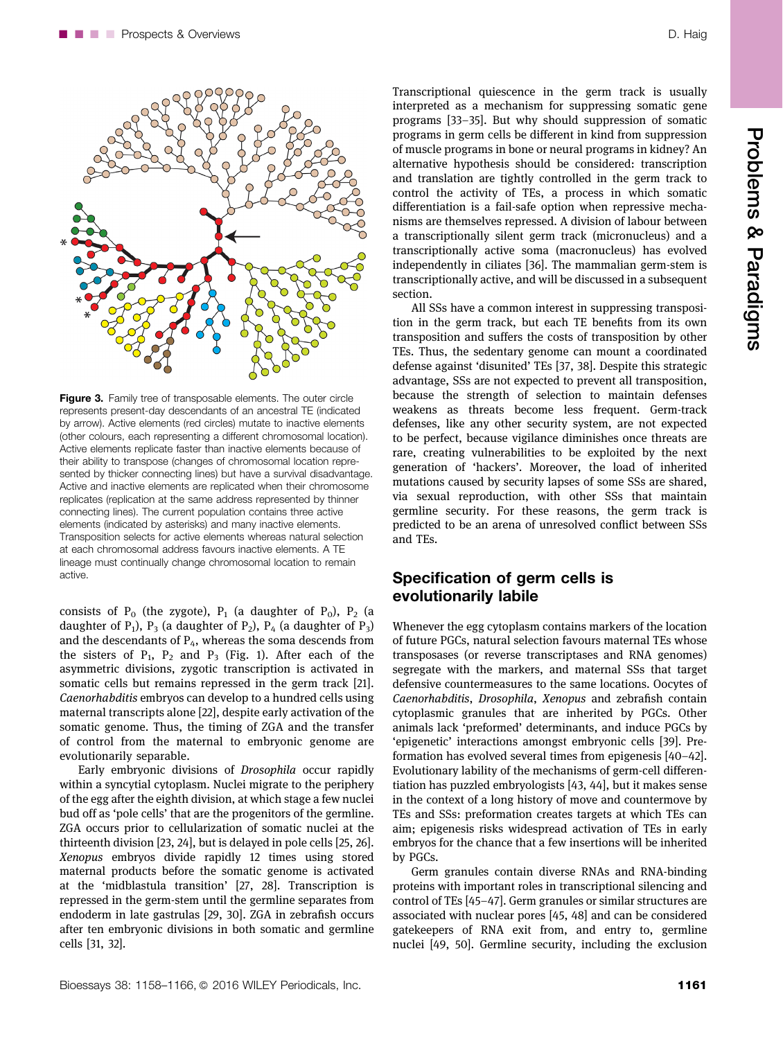Figure 3. Family tree of transposable elements. The outer circle represents present-day descendants of an ancestral TE (indicated by arrow). Active elements (red circles) mutate to inactive elements (other colours, each representing a different chromosomal location). Active elements replicate faster than inactive elements because of their ability to transpose (changes of chromosomal location represented by thicker connecting lines) but have a survival disadvantage. Active and inactive elements are replicated when their chromosome replicates (replication at the same address represented by thinner connecting lines). The current population contains three active elements (indicated by asterisks) and many inactive elements. Transposition selects for active elements whereas natural selection at each chromosomal address favours inactive elements. A TE lineage must continually change chromosomal location to remain active.

consists of $P_0$ (the zygote), $P_1$ (a daughter of $P_0$), $P_2$ (a daughter of $P_1$), $P_3$ (a daughter of $P_2$), $P_4$ (a daughter of $P_3$) and the descendants of $P_4$, whereas the soma descends from the sisters of $P_1$, $P_2$ and $P_3$ (Fig. 1). After each of the asymmetric divisions, zygotic transcription is activated in somatic cells but remains repressed in the germ track [21]. *Caenorhabditis* embryos can develop to a hundred cells using maternal transcripts alone [22], despite early activation of the somatic genome. Thus, the timing of ZGA and the transfer of control from the maternal to embryonic genome are evolutionarily separable.

Early embryonic divisions of *Drosophila* occur rapidly within a syncytial cytoplasm. Nuclei migrate to the periphery of the egg after the eighth division, at which stage a few nuclei bud off as 'pole cells' that are the progenitors of the germline. ZGA occurs prior to cellularization of somatic nuclei at the thirteenth division [23, 24], but is delayed in pole cells [25, 26]. *Xenopus* embryos divide rapidly 12 times using stored maternal products before the somatic genome is activated at the 'midblastula transition' [27, 28]. Transcription is repressed in the germ-stem until the germline separates from endoderm in late gastrulas [29, 30]. ZGA in zebrafish occurs after ten embryonic divisions in both somatic and germline cells [31, 32].

Transcriptional quiescence in the germ track is usually interpreted as a mechanism for suppressing somatic gene programs [33–35]. But why should suppression of somatic programs in germ cells be different in kind from suppression of muscle programs in bone or neural programs in kidney? An alternative hypothesis should be considered: transcription and translation are tightly controlled in the germ track to control the activity of TEs, a process in which somatic differentiation is a fail-safe option when repressive mechanisms are themselves repressed. A division of labour between a transcriptionally silent germ track (micronucleus) and a transcriptionally active soma (macronucleus) has evolved independently in ciliates [36]. The mammalian germ-stem is transcriptionally active, and will be discussed in a subsequent section.

All SSs have a common interest in suppressing transposition in the germ track, but each TE benefits from its own transposition and suffers the costs of transposition by other TEs. Thus, the sedentary genome can mount a coordinated defense against 'disunited' TEs [37, 38]. Despite this strategic advantage, SSs are not expected to prevent all transposition, because the strength of selection to maintain defenses weakens as threats become less frequent. Germ-track defenses, like any other security system, are not expected to be perfect, because vigilance diminishes once threats are rare, creating vulnerabilities to be exploited by the next generation of 'hackers'. Moreover, the load of inherited mutations caused by security lapses of some SSs are shared, via sexual reproduction, with other SSs that maintain germline security. For these reasons, the germ track is predicted to be an arena of unresolved conflict between SSs and TEs.

## Specification of germ cells is evolutionarily labile

Whenever the egg cytoplasm contains markers of the location of future PGCs, natural selection favours maternal TEs whose transposases (or reverse transcriptases and RNA genomes) segregate with the markers, and maternal SSs that target defensive countermeasures to the same locations. Oocytes of *Caenorhabditis*, *Drosophila*, *Xenopus* and zebrafish contain cytoplasmic granules that are inherited by PGCs. Other animals lack 'preformed' determinants, and induce PGCs by 'epigenetic' interactions amongst embryonic cells [39]. Preformation has evolved several times from epigenesis [40–42]. Evolutionary lability of the mechanisms of germ-cell differentiation has puzzled embryologists [43, 44], but it makes sense in the context of a long history of move and countermove by TEs and SSs: preformation creates targets at which TEs can aim; epigenesis risks widespread activation of TEs in early embryos for the chance that a few insertions will be inherited by PGCs.

Germ granules contain diverse RNAs and RNA-binding proteins with important roles in transcriptional silencing and control of TEs [45–47]. Germ granules or similar structures are associated with nuclear pores [45, 48] and can be considered gatekeepers of RNA exit from, and entry to, germline nuclei [49, 50]. Germline security, including the exclusion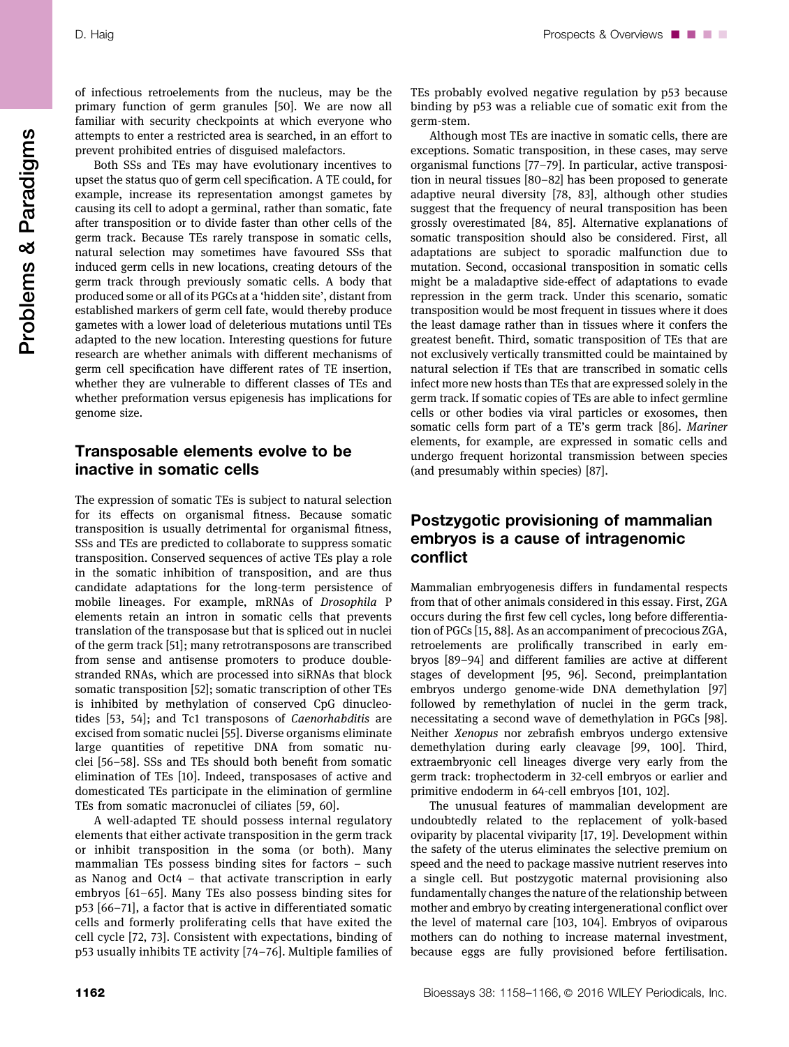of infectious retroelements from the nucleus, may be the primary function of germ granules [50]. We are now all familiar with security checkpoints at which everyone who attempts to enter a restricted area is searched, in an effort to prevent prohibited entries of disguised malefactors.

Both SSs and TEs may have evolutionary incentives to upset the status quo of germ cell specification. A TE could, for example, increase its representation amongst gametes by causing its cell to adopt a germinal, rather than somatic, fate after transposition or to divide faster than other cells of the germ track. Because TEs rarely transpose in somatic cells, natural selection may sometimes have favoured SSs that induced germ cells in new locations, creating detours of the germ track through previously somatic cells. A body that produced some or all of its PGCs at a 'hidden site', distant from established markers of germ cell fate, would thereby produce gametes with a lower load of deleterious mutations until TEs adapted to the new location. Interesting questions for future research are whether animals with different mechanisms of germ cell specification have different rates of TE insertion, whether they are vulnerable to different classes of TEs and whether preformation versus epigenesis has implications for genome size.

## Transposable elements evolve to be inactive in somatic cells

The expression of somatic TEs is subject to natural selection for its effects on organismal fitness. Because somatic transposition is usually detrimental for organismal fitness, SSs and TEs are predicted to collaborate to suppress somatic transposition. Conserved sequences of active TEs play a role in the somatic inhibition of transposition, and are thus candidate adaptations for the long-term persistence of mobile lineages. For example, mRNAs of *Drosophila* P elements retain an intron in somatic cells that prevents translation of the transposase but that is spliced out in nuclei of the germ track [51]; many retrotransposons are transcribed from sense and antisense promoters to produce double-stranded RNAs, which are processed into siRNAs that block somatic transposition [52]; somatic transcription of other TEs is inhibited by methylation of conserved CpG dinucleotides [53, 54]; and Tc1 transposons of *Caenorhabditis* are excised from somatic nuclei [55]. Diverse organisms eliminate large quantities of repetitive DNA from somatic nuclei [56–58]. SSs and TEs should both benefit from somatic elimination of TEs [10]. Indeed, transposases of active and domesticated TEs participate in the elimination of germline TEs from somatic macronuclei of ciliates [59, 60].

A well-adapted TE should possess internal regulatory elements that either activate transposition in the germ track or inhibit transposition in the soma (or both). Many mammalian TEs possess binding sites for factors – such as Nanog and Oct4 – that activate transcription in early embryos [61–65]. Many TEs also possess binding sites for p53 [66–71], a factor that is active in differentiated somatic cells and formerly proliferating cells that have exited the cell cycle [72, 73]. Consistent with expectations, binding of p53 usually inhibits TE activity [74–76]. Multiple families of TEs probably evolved negative regulation by p53 because binding by p53 was a reliable cue of somatic exit from the germ-stem.

Although most TEs are inactive in somatic cells, there are exceptions. Somatic transposition, in these cases, may serve organismal functions [77–79]. In particular, active transposition in neural tissues [80–82] has been proposed to generate adaptive neural diversity [78, 83], although other studies suggest that the frequency of neural transposition has been grossly overestimated [84, 85]. Alternative explanations of somatic transposition should also be considered. First, all adaptations are subject to sporadic malfunction due to mutation. Second, occasional transposition in somatic cells might be a maladaptive side-effect of adaptations to evade repression in the germ track. Under this scenario, somatic transposition would be most frequent in tissues where it does the least damage rather than in tissues where it confers the greatest benefit. Third, somatic transposition of TEs that are not exclusively vertically transmitted could be maintained by natural selection if TEs that are transcribed in somatic cells infect more new hosts than TEs that are expressed solely in the germ track. If somatic copies of TEs are able to infect germline cells or other bodies via viral particles or exosomes, then somatic cells form part of a TE's germ track [86]. *Mariner* elements, for example, are expressed in somatic cells and undergo frequent horizontal transmission between species (and presumably within species) [87].

## Postzygotic provisioning of mammalian embryos is a cause of intragenomic conflict

Mammalian embryogenesis differs in fundamental respects from that of other animals considered in this essay. First, ZGA occurs during the first few cell cycles, long before differentiation of PGCs [15, 88]. As an accompaniment of precocious ZGA, retroelements are prolifically transcribed in early embryos [89–94] and different families are active at different stages of development [95, 96]. Second, preimplantation embryos undergo genome-wide DNA demethylation [97] followed by remethylation of nuclei in the germ track, necessitating a second wave of demethylation in PGCs [98]. Neither *Xenopus* nor zebrafish embryos undergo extensive demethylation during early cleavage [99, 100]. Third, extraembryonic cell lineages diverge very early from the germ track: trophectoderm in 32-cell embryos or earlier and primitive endoderm in 64-cell embryos [101, 102].

The unusual features of mammalian development are undoubtedly related to the replacement of yolk-based oviparity by placental viviparity [17, 19]. Development within the safety of the uterus eliminates the selective premium on speed and the need to package massive nutrient reserves into a single cell. But postzygotic maternal provisioning also fundamentally changes the nature of the relationship between mother and embryo by creating intergenerational conflict over the level of maternal care [103, 104]. Embryos of oviparous mothers can do nothing to increase maternal investment, because eggs are fully provisioned before fertilisation.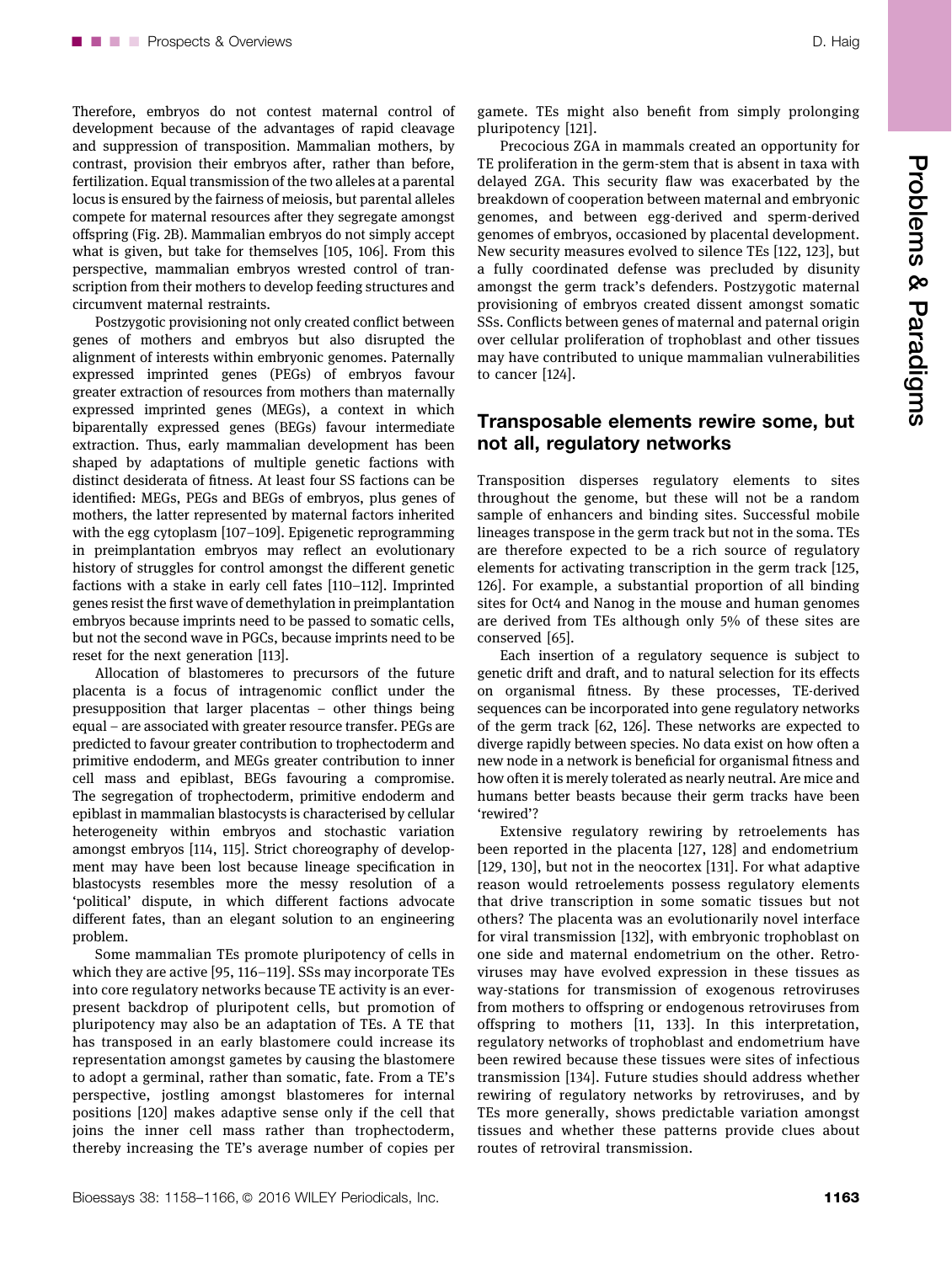Therefore, embryos do not contest maternal control of development because of the advantages of rapid cleavage and suppression of transposition. Mammalian mothers, by contrast, provision their embryos after, rather than before, fertilization. Equal transmission of the two alleles at a parental locus is ensured by the fairness of meiosis, but parental alleles compete for maternal resources after they segregate amongst offspring (Fig. 2B). Mammalian embryos do not simply accept what is given, but take for themselves [105, 106]. From this perspective, mammalian embryos wrested control of transcription from their mothers to develop feeding structures and circumvent maternal restraints.

Postzygotic provisioning not only created conflict between genes of mothers and embryos but also disrupted the alignment of interests within embryonic genomes. Paternally expressed imprinted genes (PEGs) of embryos favour greater extraction of resources from mothers than maternally expressed imprinted genes (MEGs), a context in which biparentally expressed genes (BEGs) favour intermediate extraction. Thus, early mammalian development has been shaped by adaptations of multiple genetic factions with distinct desiderata of fitness. At least four SS factions can be identified: MEGs, PEGs and BEGs of embryos, plus genes of mothers, the latter represented by maternal factors inherited with the egg cytoplasm [107–109]. Epigenetic reprogramming in preimplantation embryos may reflect an evolutionary history of struggles for control amongst the different genetic factions with a stake in early cell fates [110–112]. Imprinted genes resist the first wave of demethylation in preimplantation embryos because imprints need to be passed to somatic cells, but not the second wave in PGCs, because imprints need to be reset for the next generation [113].

Allocation of blastomeres to precursors of the future placenta is a focus of intragenomic conflict under the presupposition that larger placentas – other things being equal – are associated with greater resource transfer. PEGs are predicted to favour greater contribution to trophectoderm and primitive endoderm, and MEGs greater contribution to inner cell mass and epiblast, BEGs favouring a compromise. The segregation of trophectoderm, primitive endoderm and epiblast in mammalian blastocysts is characterised by cellular heterogeneity within embryos and stochastic variation amongst embryos [114, 115]. Strict choreography of development may have been lost because lineage specification in blastocysts resembles more the messy resolution of a 'political' dispute, in which different factions advocate different fates, than an elegant solution to an engineering problem.

Some mammalian TEs promote pluripotency of cells in which they are active [95, 116–119]. SSs may incorporate TEs into core regulatory networks because TE activity is an ever-present backdrop of pluripotent cells, but promotion of pluripotency may also be an adaptation of TEs. A TE that has transposed in an early blastomere could increase its representation amongst gametes by causing the blastomere to adopt a germinal, rather than somatic, fate. From a TE's perspective, jostling amongst blastomeres for internal positions [120] makes adaptive sense only if the cell that joins the inner cell mass rather than trophectoderm, thereby increasing the TE's average number of copies per gamete. TEs might also benefit from simply prolonging pluripotency [121].

Precocious ZGA in mammals created an opportunity for TE proliferation in the germ-stem that is absent in taxa with delayed ZGA. This security flaw was exacerbated by the breakdown of cooperation between maternal and embryonic genomes, and between egg-derived and sperm-derived genomes of embryos, occasioned by placental development. New security measures evolved to silence TEs [122, 123], but a fully coordinated defense was precluded by disunity amongst the germ track's defenders. Postzygotic maternal provisioning of embryos created dissent amongst somatic SSs. Conflicts between genes of maternal and paternal origin over cellular proliferation of trophoblast and other tissues may have contributed to unique mammalian vulnerabilities to cancer [124].

## Transposable elements rewire some, but not all, regulatory networks

Transposition disperses regulatory elements to sites throughout the genome, but these will not be a random sample of enhancers and binding sites. Successful mobile lineages transpose in the germ track but not in the soma. TEs are therefore expected to be a rich source of regulatory elements for activating transcription in the germ track [125, 126]. For example, a substantial proportion of all binding sites for Oct4 and Nanog in the mouse and human genomes are derived from TEs although only 5% of these sites are conserved [65].

Each insertion of a regulatory sequence is subject to genetic drift and draft, and to natural selection for its effects on organismal fitness. By these processes, TE-derived sequences can be incorporated into gene regulatory networks of the germ track [62, 126]. These networks are expected to diverge rapidly between species. No data exist on how often a new node in a network is beneficial for organismal fitness and how often it is merely tolerated as nearly neutral. Are mice and humans better beasts because their germ tracks have been 'rewired'?

Extensive regulatory rewiring by retroelements has been reported in the placenta [127, 128] and endometrium [129, 130], but not in the neocortex [131]. For what adaptive reason would retroelements possess regulatory elements that drive transcription in some somatic tissues but not others? The placenta was an evolutionarily novel interface for viral transmission [132], with embryonic trophoblast on one side and maternal endometrium on the other. Retroviruses may have evolved expression in these tissues as way-stations for transmission of exogenous retroviruses from mothers to offspring or endogenous retroviruses from offspring to mothers [11, 133]. In this interpretation, regulatory networks of trophoblast and endometrium have been rewired because these tissues were sites of infectious transmission [134]. Future studies should address whether rewiring of regulatory networks by retroviruses, and by TEs more generally, shows predictable variation amongst tissues and whether these patterns provide clues about routes of retroviral transmission.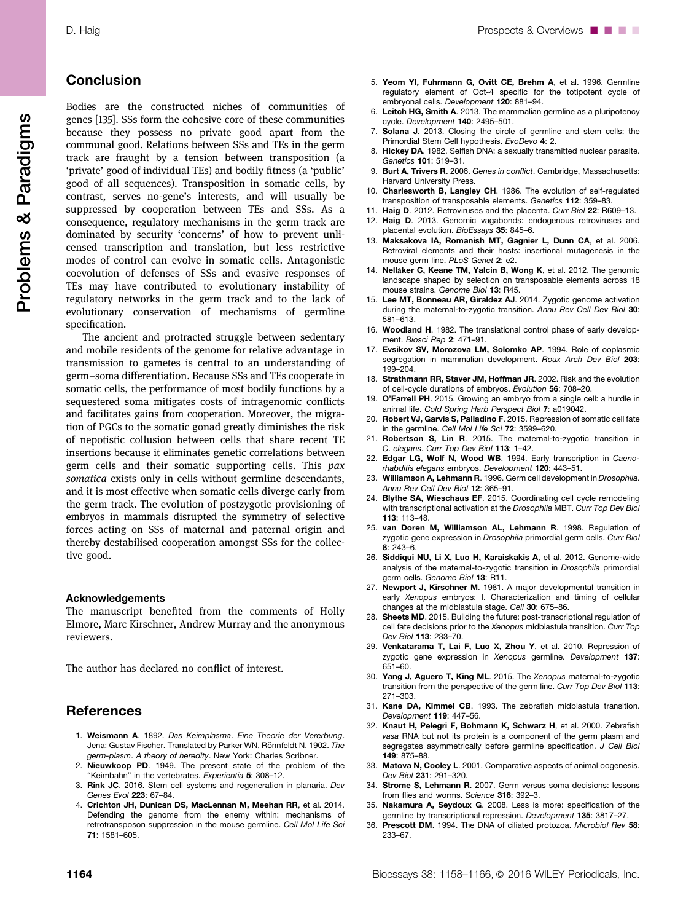## Conclusion

Bodies are the constructed niches of communities of genes [135]. SSs form the cohesive core of these communities because they possess no private good apart from the communal good. Relations between SSs and TEs in the germ track are fraught by a tension between transposition (a 'private' good of individual TEs) and bodily fitness (a 'public' good of all sequences). Transposition in somatic cells, by contrast, serves no-gene's interests, and will usually be suppressed by cooperation between TEs and SSs. As a consequence, regulatory mechanisms in the germ track are dominated by security 'concerns' of how to prevent unlicensed transcription and translation, but less restrictive modes of control can evolve in somatic cells. Antagonistic coevolution of defenses of SSs and evasive responses of TEs may have contributed to evolutionary instability of regulatory networks in the germ track and to the lack of evolutionary conservation of mechanisms of germline specification.

The ancient and protracted struggle between sedentary and mobile residents of the genome for relative advantage in transmission to gametes is central to an understanding of germ–soma differentiation. Because SSs and TEs cooperate in somatic cells, the performance of most bodily functions by a sequestered soma mitigates costs of intragenomic conflicts and facilitates gains from cooperation. Moreover, the migration of PGCs to the somatic gonad greatly diminishes the risk of nepotistic collusion between cells that share recent TE insertions because it eliminates genetic correlations between germ cells and their somatic supporting cells. This *pax somatica* exists only in cells without germline descendants, and it is most effective when somatic cells diverge early from the germ track. The evolution of postzygotic provisioning of embryos in mammals disrupted the symmetry of selective forces acting on SSs of maternal and paternal origin and thereby destabilised cooperation amongst SSs for the collective good.

### Acknowledgements

The manuscript benefited from the comments of Holly Elmore, Marc Kirschner, Andrew Murray and the anonymous reviewers.

The author has declared no conflict of interest.

## References

1. **Weismann A**. 1892. *Das Keimplasma. Eine Theorie der Vererbung*. Jena: Gustav Fischer. Translated by Parker WN, Rönnfeldt N. 1902. *The germ-plasm. A theory of heredity*. New York: Charles Scribner.
2. **Nieuwkoop PD**. 1949. The present state of the problem of the "Keimbahn" in the vertebrates. *Experientia* **5**: 308–12.
3. **Rink JC**. 2016. Stem cell systems and regeneration in planaria. *Dev Genes Evol* **223**: 67–84.
4. **Crichton JH, Dunican DS, MacLennan M, Meehan RR**, et al. 2014. Defending the genome from the enemy within: mechanisms of retrotransposon suppression in the mouse germline. *Cell Mol Life Sci* **71**: 1581–605.
5. **Yeom YI, Fuhrmann G, Ovitt CE, Brehm A**, et al. 1996. Germline regulatory element of Oct-4 specific for the totipotent cycle of embryonal cells. *Development* **120**: 881–94.
6. **Leitch HG, Smith A**. 2013. The mammalian germline as a pluripotency cycle. *Development* **140**: 2495–501.
7. **Solana J**. 2013. Closing the circle of germline and stem cells: the Primordial Stem Cell hypothesis. *EvoDevo* **4**: 2.
8. **Hickey DA**. 1982. Selfish DNA: a sexually transmitted nuclear parasite. *Genetics* **101**: 519–31.
9. **Burt A, Trivers R**. 2006. *Genes in conflict*. Cambridge, Massachusetts: Harvard University Press.
10. **Charlesworth B, Langley CH**. 1986. The evolution of self-regulated transposition of transposable elements. *Genetics* **112**: 359–83.
11. **Haig D**. 2012. Retroviruses and the placenta. *Curr Biol* **22**: R609–13.
12. **Haig D**. 2013. Genomic vagabonds: endogenous retroviruses and placental evolution. *BioEssays* **35**: 845–6.
13. **Maksakova IA, Romanish MT, Gagnier L, Dunn CA**, et al. 2006. Retroviral elements and their hosts: insertional mutagenesis in the mouse germ line. *PLoS Genet* **2**: e2.
14. **Nellåker C, Keane TM, Yalcin B, Wong K**, et al. 2012. The genomic landscape shaped by selection on transposable elements across 18 mouse strains. *Genome Biol* **13**: R45.
15. **Lee MT, Bonneau AR, Giraldez AJ**. 2014. Zygotic genome activation during the maternal-to-zygotic transition. *Annu Rev Cell Dev Biol* **30**: 581–613.
16. **Woodland H**. 1982. The translational control phase of early development. *Biosci Rep* **2**: 471–91.
17. **Evsikov SV, Morozova LM, Solomko AP**. 1994. Role of ooplasmic segregation in mammalian development. *Roux Arch Dev Biol* **203**: 199–204.
18. **Strathmann RR, Staver JM, Hoffman JR**. 2002. Risk and the evolution of cell-cycle durations of embryos. *Evolution* **56**: 708–20.
19. **O'Farrell PH**. 2015. Growing an embryo from a single cell: a hurdle in animal life. *Cold Spring Harb Perspect Biol* **7**: a019042.
20. **Robert VJ, Garvis S, Palladino F**. 2015. Repression of somatic cell fate in the germline. *Cell Mol Life Sci* **72**: 3599–620.
21. **Robertson S, Lin R**. 2015. The maternal-to-zygotic transition in *C. elegans*. *Curr Top Dev Biol* **113**: 1–42.
22. **Edgar LG, Wolf N, Wood WB**. 1994. Early transcription in *Caenorhabditis elegans* embryos. *Development* **120**: 443–51.
23. **Williamson A, Lehmann R**. 1996. Germ cell development in *Drosophila*. *Annu Rev Cell Dev Biol* **12**: 365–91.
24. **Blythe SA, Wieschaus EF**. 2015. Coordinating cell cycle remodeling with transcriptional activation at the *Drosophila* MBT. *Curr Top Dev Biol* **113**: 113–48.
25. **van Doren M, Williamson AL, Lehmann R**. 1998. Regulation of zygotic gene expression in *Drosophila* primordial germ cells. *Curr Biol* **8**: 243–6.
26. **Siddiqui NU, Li X, Luo H, Karaiskakis A**, et al. 2012. Genome-wide analysis of the maternal-to-zygotic transition in *Drosophila* primordial germ cells. *Genome Biol* **13**: R11.
27. **Newport J, Kirschner M**. 1981. A major developmental transition in early *Xenopus* embryos: I. Characterization and timing of cellular changes at the midblastula stage. *Cell* **30**: 675–86.
28. **Sheets MD**. 2015. Building the future: post-transcriptional regulation of cell fate decisions prior to the *Xenopus* midblastula transition. *Curr Top Dev Biol* **113**: 233–70.
29. **Venkatarama T, Lai F, Luo X, Zhou Y**, et al. 2010. Repression of zygotic gene expression in *Xenopus* germline. *Development* **137**: 651–60.
30. **Yang J, Aguero T, King ML**. 2015. The *Xenopus* maternal-to-zygotic transition from the perspective of the germ line. *Curr Top Dev Biol* **113**: 271–303.
31. **Kane DA, Kimmel CB**. 1993. The zebrafish midblastula transition. *Development* **119**: 447–56.
32. **Knaut H, Pelegri F, Bohmann K, Schwarz H**, et al. 2000. Zebrafish *vasa* RNA but not its protein is a component of the germ plasm and segregates asymmetrically before germline specification. *J Cell Biol* **149**: 875–88.
33. **Matova N, Cooley L**. 2001. Comparative aspects of animal oogenesis. *Dev Biol* **231**: 291–320.
34. **Strome S, Lehmann R**. 2007. Germ versus soma decisions: lessons from flies and worms. *Science* **316**: 392–3.
35. **Nakamura A, Seydoux G**. 2008. Less is more: specification of the germline by transcriptional repression. *Development* **135**: 3817–27.
36. **Prescott DM**. 1994. The DNA of ciliated protozoa. *Microbiol Rev* **58**: 233–67.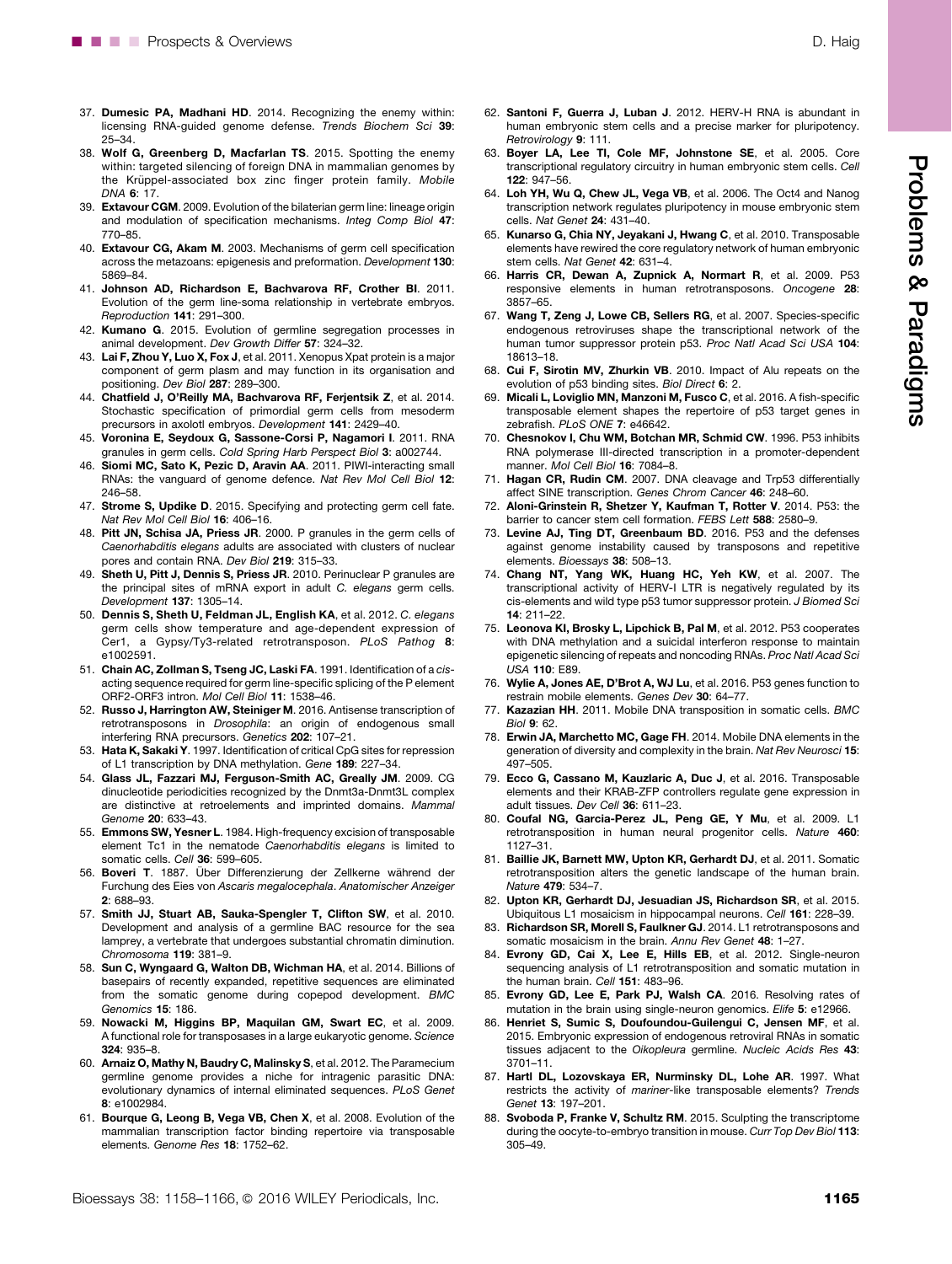37. **Dumesic PA, Madhani HD**. 2014. Recognizing the enemy within: licensing RNA-guided genome defense. *Trends Biochem Sci* **39**: 25–34.
38. **Wolf G, Greenberg D, Macfarlan TS**. 2015. Spotting the enemy within: targeted silencing of foreign DNA in mammalian genomes by the Krüppel-associated box zinc finger protein family. *Mobile DNA* **6**: 17.
39. **Extavour CGM**. 2009. Evolution of the bilaterian germ line: lineage origin and modulation of specification mechanisms. *Integ Comp Biol* **47**: 770–85.
40. **Extavour CG, Akam M**. 2003. Mechanisms of germ cell specification across the metazoans: epigenesis and preformation. *Development* **130**: 5869–84.
41. **Johnson AD, Richardson E, Bachvarova RF, Crother BI**. 2011. Evolution of the germ line-soma relationship in vertebrate embryos. *Reproduction* **141**: 291–300.
42. **Kumano G**. 2015. Evolution of germline segregation processes in animal development. *Dev Growth Differ* **57**: 324–32.
43. **Lai F, Zhou Y, Luo X, Fox J**, et al. 2011. Xenopus Xpat protein is a major component of germ plasm and may function in its organisation and positioning. *Dev Biol* **287**: 289–300.
44. **Chatfield J, O'Reilly MA, Bachvarova RF, Ferjentsik Z**, et al. 2014. Stochastic specification of primordial germ cells from mesoderm precursors in axolotl embryos. *Development* **141**: 2429–40.
45. **Voronina E, Seydoux G, Sassone-Corsi P, Nagamori I**. 2011. RNA granules in germ cells. *Cold Spring Harb Perspect Biol* **3**: a002744.
46. **Siomi MC, Sato K, Pezic D, Aravin AA**. 2011. PIWI-interacting small RNAs: the vanguard of genome defence. *Nat Rev Mol Cell Biol* **12**: 246–58.
47. **Strome S, Updike D**. 2015. Specifying and protecting germ cell fate. *Nat Rev Mol Cell Biol* **16**: 406–16.
48. **Pitt JN, Schisa JA, Priess JR**. 2000. P granules in the germ cells of *Caenorhabditis elegans* adults are associated with clusters of nuclear pores and contain RNA. *Dev Biol* **219**: 315–33.
49. **Sheth U, Pitt J, Dennis S, Priess JR**. 2010. Perinuclear P granules are the principal sites of mRNA export in adult *C. elegans* germ cells. *Development* **137**: 1305–14.
50. **Dennis S, Sheth U, Feldman JL, English KA**, et al. 2012. *C. elegans* germ cells show temperature and age-dependent expression of Cer1, a Gypsy/Ty3-related retrotransposon. *PLoS Pathog* **8**: e1002591.
51. **Chain AC, Zollman S, Tseng JC, Laski FA**. 1991. Identification of a *cis*-acting sequence required for germ line-specific splicing of the P element ORF2-ORF3 intron. *Mol Cell Biol* **11**: 1538–46.
52. **Russo J, Harrington AW, Steiniger M**. 2016. Antisense transcription of retrotransposons in *Drosophila*: an origin of endogenous small interfering RNA precursors. *Genetics* **202**: 107–21.
53. **Hata K, Sakaki Y**. 1997. Identification of critical CpG sites for repression of L1 transcription by DNA methylation. *Gene* **189**: 227–34.
54. **Glass JL, Fazzari MJ, Ferguson-Smith AC, Greally JM**. 2009. CG dinucleotide periodicities recognized by the Dnmt3a-Dnmt3L complex are distinctive at retroelements and imprinted domains. *Mammal Genome* **20**: 633–43.
55. **Emmons SW, Yesner L**. 1984. High-frequency excision of transposable element Tc1 in the nematode *Caenorhabditis elegans* is limited to somatic cells. *Cell* **36**: 599–605.
56. **Boveri T**. 1887. Über Differenzierung der Zellkerne während der Furchung des Eies von *Ascaris megalocephala*. *Anatomischer Anzeiger* **2**: 688–93.
57. **Smith JJ, Stuart AB, Sauka-Spengler T, Clifton SW**, et al. 2010. Development and analysis of a germline BAC resource for the sea lamprey, a vertebrate that undergoes substantial chromatin diminution. *Chromosoma* **119**: 381–9.
58. **Sun C, Wyngaard G, Walton DB, Wichman HA**, et al. 2014. Billions of basepairs of recently expanded, repetitive sequences are eliminated from the somatic genome during copepod development. *BMC Genomics* **15**: 186.
59. **Nowacki M, Higgins BP, Maquilan GM, Swart EC**, et al. 2009. A functional role for transposases in a large eukaryotic genome. *Science* **324**: 935–8.
60. **Arnaiz O, Mathy N, Baudry C, Malinsky S**, et al. 2012. The Paramecium germline genome provides a niche for intragenic parasitic DNA: evolutionary dynamics of internal eliminated sequences. *PLoS Genet* **8**: e1002984.
61. **Bourque G, Leong B, Vega VB, Chen X**, et al. 2008. Evolution of the mammalian transcription factor binding repertoire via transposable elements. *Genome Res* **18**: 1752–62.
62. **Santoni F, Guerra J, Luban J**. 2012. HERV-H RNA is abundant in human embryonic stem cells and a precise marker for pluripotency. *Retrovirology* **9**: 111.
63. **Boyer LA, Lee TI, Cole MF, Johnstone SE**, et al. 2005. Core transcriptional regulatory circuitry in human embryonic stem cells. *Cell* **122**: 947–56.
64. **Loh YH, Wu Q, Chew JL, Vega VB**, et al. 2006. The Oct4 and Nanog transcription network regulates pluripotency in mouse embryonic stem cells. *Nat Genet* **24**: 431–40.
65. **Kunarso G, Chia NY, Jeyakani J, Hwang C**, et al. 2010. Transposable elements have rewired the core regulatory network of human embryonic stem cells. *Nat Genet* **42**: 631–4.
66. **Harris CR, Dewan A, Zupnick A, Normart R**, et al. 2009. P53 responsive elements in human retrotransposons. *Oncogene* **28**: 3857–65.
67. **Wang T, Zeng J, Lowe CB, Sellers RG**, et al. 2007. Species-specific endogenous retroviruses shape the transcriptional network of the human tumor suppressor protein p53. *Proc Natl Acad Sci USA* **104**: 18613–18.
68. **Cui F, Sirotin MV, Zhurkin VB**. 2010. Impact of Alu repeats on the evolution of p53 binding sites. *Biol Direct* **6**: 2.
69. **Micali L, Loviglio MN, Manzoni M, Fusco C**, et al. 2016. A fish-specific transposable element shapes the repertoire of p53 target genes in zebrafish. *PLoS ONE* **7**: e46642.
70. **Chesnokov I, Chu WM, Botchan MR, Schmid CW**. 1996. P53 inhibits RNA polymerase III-directed transcription in a promoter-dependent manner. *Mol Cell Biol* **16**: 7084–8.
71. **Hagan CR, Rudin CM**. 2007. DNA cleavage and Trp53 differentially affect SINE transcription. *Genes Chrom Cancer* **46**: 248–60.
72. **Aloni-Grinstein R, Shetzer Y, Kaufman T, Rotter V**. 2014. P53: the barrier to cancer stem cell formation. *FEBS Lett* **588**: 2580–9.
73. **Levine AJ, Ting DT, Greenbaum BD**. 2016. P53 and the defenses against genome instability caused by transposons and repetitive elements. *Bioessays* **38**: 508–13.
74. **Chang NT, Yang WK, Huang HC, Yeh KW**, et al. 2007. The transcriptional activity of HERV-I LTR is negatively regulated by its cis-elements and wild type p53 tumor suppressor protein. *J Biomed Sci* **14**: 211–22.
75. **Leonova KI, Brosky L, Lipchick B, Pal M**, et al. 2012. P53 cooperates with DNA methylation and a suicidal interferon response to maintain epigenetic silencing of repeats and noncoding RNAs. *Proc Natl Acad Sci USA* **110**: E89.
76. **Wylie A, Jones AE, D'Brot A, WJ Lu**, et al. 2016. P53 genes function to restrain mobile elements. *Genes Dev* **30**: 64–77.
77. **Kazazian HH**. 2011. Mobile DNA transposition in somatic cells. *BMC Biol* **9**: 62.
78. **Erwin JA, Marchetto MC, Gage FH**. 2014. Mobile DNA elements in the generation of diversity and complexity in the brain. *Nat Rev Neurosci* **15**: 497–505.
79. **Ecco G, Cassano M, Kauzlaric A, Duc J**, et al. 2016. Transposable elements and their KRAB-ZFP controllers regulate gene expression in adult tissues. *Dev Cell* **36**: 611–23.
80. **Coufal NG, Garcia-Perez JL, Peng GE, Y Mu**, et al. 2009. L1 retrotransposition in human neural progenitor cells. *Nature* **460**: 1127–31.
81. **Baillie JK, Barnett MW, Upton KR, Gerhardt DJ**, et al. 2011. Somatic retrotransposition alters the genetic landscape of the human brain. *Nature* **479**: 534–7.
82. **Upton KR, Gerhardt DJ, Jesuadian JS, Richardson SR**, et al. 2015. Ubiquitous L1 mosaicism in hippocampal neurons. *Cell* **161**: 228–39.
83. **Richardson SR, Morell S, Faulkner GJ**. 2014. L1 retrotransposons and somatic mosaicism in the brain. *Annu Rev Genet* **48**: 1–27.
84. **Evrony GD, Cai X, Lee E, Hills EB**, et al. 2012. Single-neuron sequencing analysis of L1 retrotransposition and somatic mutation in the human brain. *Cell* **151**: 483–96.
85. **Evrony GD, Lee E, Park PJ, Walsh CA**. 2016. Resolving rates of mutation in the brain using single-neuron genomics. *Elife* **5**: e12966.
86. **Henriet S, Sumic S, Doufoundou-Guilengui C, Jensen MF**, et al. 2015. Embryonic expression of endogenous retroviral RNAs in somatic tissues adjacent to the *Oikopleura* germline. *Nucleic Acids Res* **43**: 3701–11.
87. **Hartl DL, Lozovskaya ER, Nurminsky DL, Lohe AR**. 1997. What restricts the activity of *mariner*-like transposable elements? *Trends Genet* **13**: 197–201.
88. **Svoboda P, Franke V, Schultz RM**. 2015. Sculpting the transcriptome during the oocyte-to-embryo transition in mouse. *Curr Top Dev Biol* **113**: 305–49.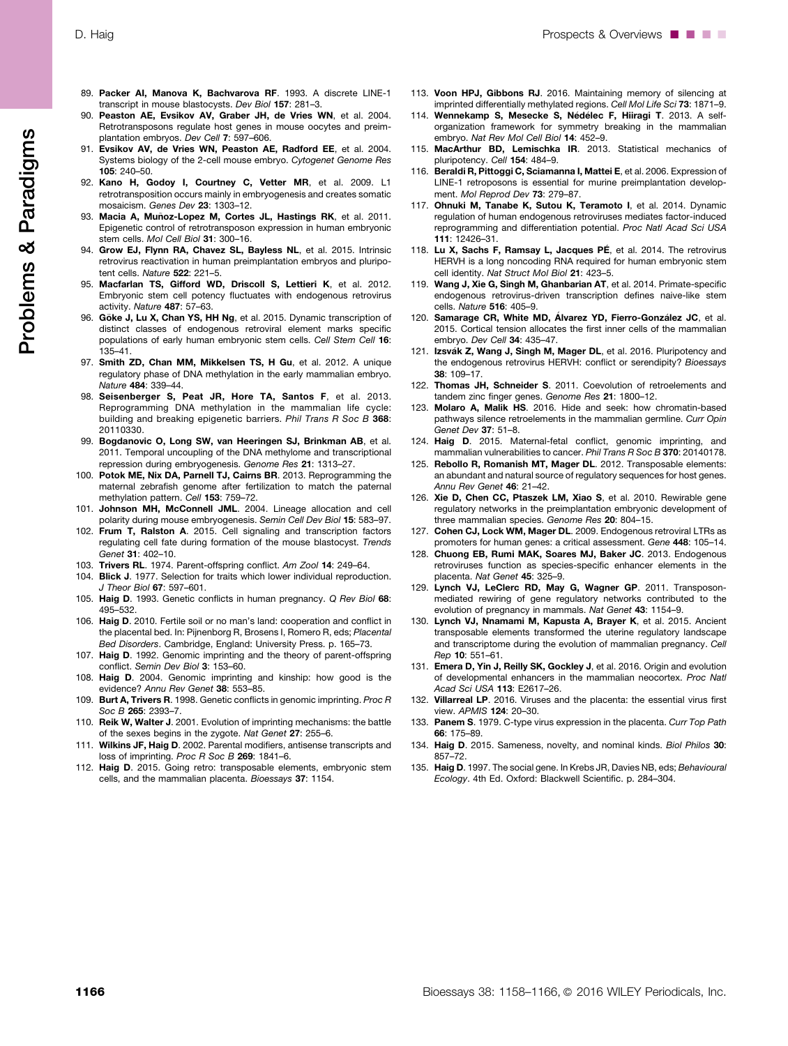89. **Packer AI, Manova K, Bachvarova RF**. 1993. A discrete LINE-1 transcript in mouse blastocysts. *Dev Biol* **157**: 281–3.
90. **Peaston AE, Evsikov AV, Graber JH, de Vries WN**, et al. 2004. Retrotransposons regulate host genes in mouse oocytes and preimplantation embryos. *Dev Cell* **7**: 597–606.
91. **Evsikov AV, de Vries WN, Peaston AE, Radford EE**, et al. 2004. Systems biology of the 2-cell mouse embryo. *Cytogenet Genome Res* **105**: 240–50.
92. **Kano H, Godoy I, Courtney C, Vetter MR**, et al. 2009. L1 retrotransposition occurs mainly in embryogenesis and creates somatic mosaicism. *Genes Dev* **23**: 1303–12.
93. **Macia A, Muñoz-Lopez M, Cortes JL, Hastings RK**, et al. 2011. Epigenetic control of retrotransposon expression in human embryonic stem cells. *Mol Cell Biol* **31**: 300–16.
94. **Grow EJ, Flynn RA, Chavez SL, Bayless NL**, et al. 2015. Intrinsic retrovirus reactivation in human preimplantation embryos and pluripotent cells. *Nature* **522**: 221–5.
95. **Macfarlan TS, Gifford WD, Driscoll S, Lettieri K**, et al. 2012. Embryonic stem cell potency fluctuates with endogenous retrovirus activity. *Nature* **487**: 57–63.
96. **Göke J, Lu X, Chan YS, HH Ng**, et al. 2015. Dynamic transcription of distinct classes of endogenous retroviral element marks specific populations of early human embryonic stem cells. *Cell Stem Cell* **16**: 135–41.
97. **Smith ZD, Chan MM, Mikkelsen TS, H Gu**, et al. 2012. A unique regulatory phase of DNA methylation in the early mammalian embryo. *Nature* **484**: 339–44.
98. **Seisenberger S, Peat JR, Hore TA, Santos F**, et al. 2013. Reprogramming DNA methylation in the mammalian life cycle: building and breaking epigenetic barriers. *Phil Trans R Soc B* **368**: 20110330.
99. **Bogdanovic O, Long SW, van Heeringen SJ, Brinkman AB**, et al. 2011. Temporal uncoupling of the DNA methylome and transcriptional repression during embryogenesis. *Genome Res* **21**: 1313–27.
100. **Potok ME, Nix DA, Parnell TJ, Cairns BR**. 2013. Reprogramming the maternal zebrafish genome after fertilization to match the paternal methylation pattern. *Cell* **153**: 759–72.
101. **Johnson MH, McConnell JML**. 2004. Lineage allocation and cell polarity during mouse embryogenesis. *Semin Cell Dev Biol* **15**: 583–97.
102. **Frum T, Ralston A**. 2015. Cell signaling and transcription factors regulating cell fate during formation of the mouse blastocyst. *Trends Genet* **31**: 402–10.
103. **Trivers RL**. 1974. Parent-offspring conflict. *Am Zool* **14**: 249–64.
104. **Blick J**. 1977. Selection for traits which lower individual reproduction. *J Theor Biol* **67**: 597–601.
105. **Haig D**. 1993. Genetic conflicts in human pregnancy. *Q Rev Biol* **68**: 495–532.
106. **Haig D**. 2010. Fertile soil or no man's land: cooperation and conflict in the placental bed. In: Pijnenborg R, Brosens I, Romero R, eds; *Placental Bed Disorders*. Cambridge, England: University Press. p. 165–73.
107. **Haig D**. 1992. Genomic imprinting and the theory of parent-offspring conflict. *Semin Dev Biol* **3**: 153–60.
108. **Haig D**. 2004. Genomic imprinting and kinship: how good is the evidence? *Annu Rev Genet* **38**: 553–85.
109. **Burt A, Trivers R**. 1998. Genetic conflicts in genomic imprinting. *Proc R Soc B* **265**: 2393–7.
110. **Reik W, Walter J**. 2001. Evolution of imprinting mechanisms: the battle of the sexes begins in the zygote. *Nat Genet* **27**: 255–6.
111. **Wilkins JF, Haig D**. 2002. Parental modifiers, antisense transcripts and loss of imprinting. *Proc R Soc B* **269**: 1841–6.
112. **Haig D**. 2015. Going retro: transposable elements, embryonic stem cells, and the mammalian placenta. *Bioessays* **37**: 1154.
113. **Voon HPJ, Gibbons RJ**. 2016. Maintaining memory of silencing at imprinted differentially methylated regions. *Cell Mol Life Sci* **73**: 1871–9.
114. **Wennekamp S, Mesecke S, Nédélec F, Hiiragi T**. 2013. A self-organization framework for symmetry breaking in the mammalian embryo. *Nat Rev Mol Cell Biol* **14**: 452–9.
115. **MacArthur BD, Lemischka IR**. 2013. Statistical mechanics of pluripotency. *Cell* **154**: 484–9.
116. **Beraldi R, Pittoggi C, Sciamanna I, Mattei E**, et al. 2006. Expression of LINE-1 retroposons is essential for murine preimplantation development. *Mol Reprod Dev* **73**: 279–87.
117. **Ohnuki M, Tanabe K, Sutou K, Teramoto I**, et al. 2014. Dynamic regulation of human endogenous retroviruses mediates factor-induced reprogramming and differentiation potential. *Proc Natl Acad Sci USA* **111**: 12426–31.
118. **Lu X, Sachs F, Ramsay L, Jacques PÉ**, et al. 2014. The retrovirus HERVH is a long noncoding RNA required for human embryonic stem cell identity. *Nat Struct Mol Biol* **21**: 423–5.
119. **Wang J, Xie G, Singh M, Ghanbarian AT**, et al. 2014. Primate-specific endogenous retrovirus-driven transcription defines naive-like stem cells. *Nature* **516**: 405–9.
120. **Samarage CR, White MD, Álvarez YD, Fierro-González JC**, et al. 2015. Cortical tension allocates the first inner cells of the mammalian embryo. *Dev Cell* **34**: 435–47.
121. **Izsvák Z, Wang J, Singh M, Mager DL**, et al. 2016. Pluripotency and the endogenous retrovirus HERVH: conflict or serendipity? *Bioessays* **38**: 109–17.
122. **Thomas JH, Schneider S**. 2011. Coevolution of retroelements and tandem zinc finger genes. *Genome Res* **21**: 1800–12.
123. **Molaro A, Malik HS**. 2016. Hide and seek: how chromatin-based pathways silence retroelements in the mammalian germline. *Curr Opin Genet Dev* **37**: 51–8.
124. **Haig D**. 2015. Maternal-fetal conflict, genomic imprinting, and mammalian vulnerabilities to cancer. *Phil Trans R Soc B* **370**: 20140178.
125. **Rebollo R, Romanish MT, Mager DL**. 2012. Transposable elements: an abundant and natural source of regulatory sequences for host genes. *Annu Rev Genet* **46**: 21–42.
126. **Xie D, Chen CC, Ptaszek LM, Xiao S**, et al. 2010. Rewirable gene regulatory networks in the preimplantation embryonic development of three mammalian species. *Genome Res* **20**: 804–15.
127. **Cohen CJ, Lock WM, Mager DL**. 2009. Endogenous retroviral LTRs as promoters for human genes: a critical assessment. *Gene* **448**: 105–14.
128. **Chuong EB, Rumi MAK, Soares MJ, Baker JC**. 2013. Endogenous retroviruses function as species-specific enhancer elements in the placenta. *Nat Genet* **45**: 325–9.
129. **Lynch VJ, LeClerc RD, May G, Wagner GP**. 2011. Transposon-mediated rewiring of gene regulatory networks contributed to the evolution of pregnancy in mammals. *Nat Genet* **43**: 1154–9.
130. **Lynch VJ, Nnamani M, Kapusta A, Brayer K**, et al. 2015. Ancient transposable elements transformed the uterine regulatory landscape and transcriptome during the evolution of mammalian pregnancy. *Cell Rep* **10**: 551–61.
131. **Emera D, Yin J, Reilly SK, Gockley J**, et al. 2016. Origin and evolution of developmental enhancers in the mammalian neocortex. *Proc Natl Acad Sci USA* **113**: E2617–26.
132. **Villarreal LP**. 2016. Viruses and the placenta: the essential virus first view. *APMIS* **124**: 20–30.
133. **Panem S**. 1979. C-type virus expression in the placenta. *Curr Top Path* **66**: 175–89.
134. **Haig D**. 2015. Sameness, novelty, and nominal kinds. *Biol Philos* **30**: 857–72.
135. **Haig D**. 1997. The social gene. In Krebs JR, Davies NB, eds; *Behavioural Ecology*. 4th Ed. Oxford: Blackwell Scientific. p. 284–304.